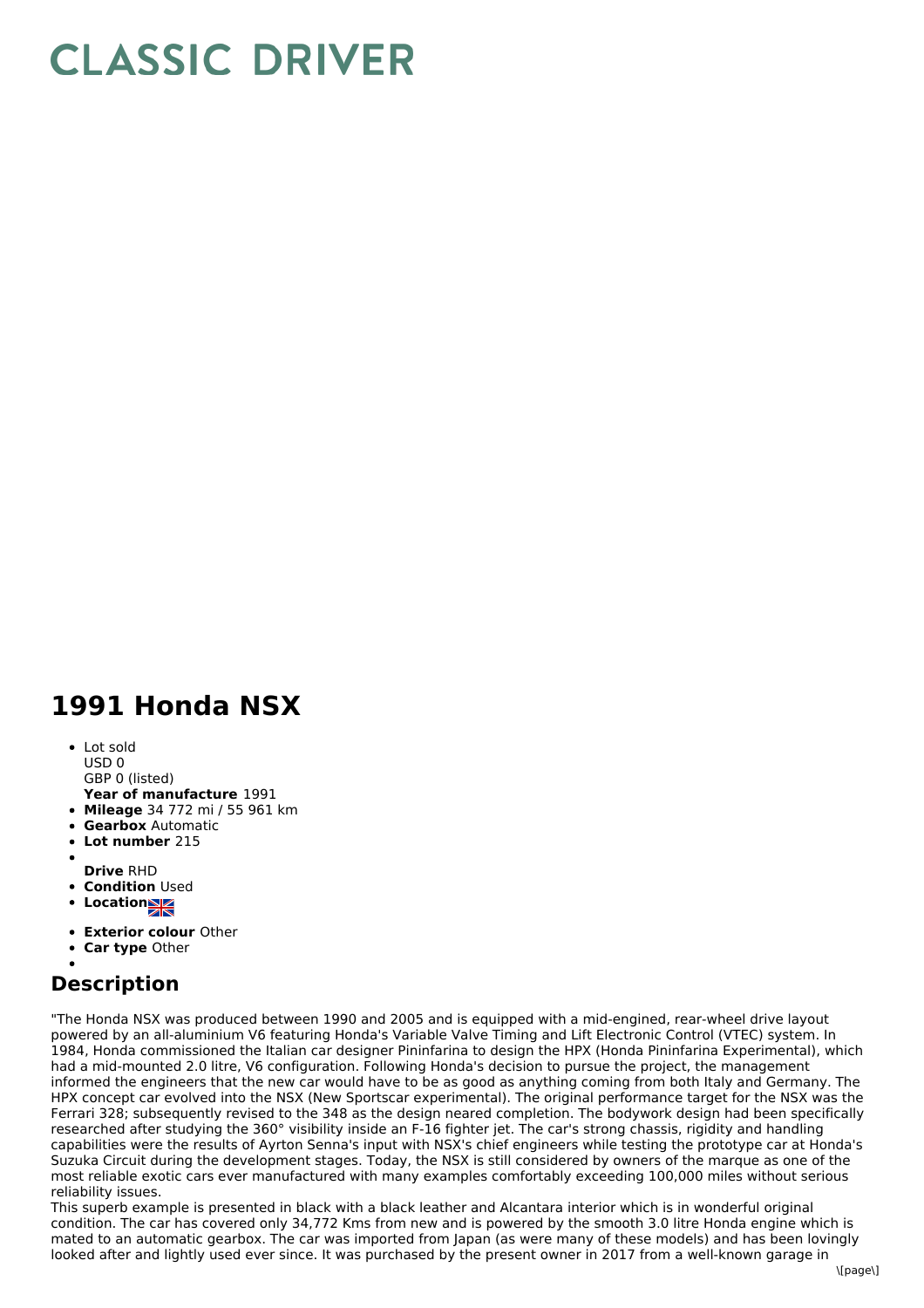# CLASSIC DRIVER

## 1991 Honda NSX

- Lot sold
  USD 0
  GBP 0 (listed)
  **Year of manufacture** 1991
- **Mileage** 34 772 mi / 55 961 km
- **Gearbox** Automatic
- **Lot number** 215
- 
  **Drive** RHD
- **Condition** Used
- **Location**
- **Exterior colour** Other
- **Car type** Other
- 

## Description

"The Honda NSX was produced between 1990 and 2005 and is equipped with a mid-engined, rear-wheel drive layout powered by an all-aluminium V6 featuring Honda's Variable Valve Timing and Lift Electronic Control (VTEC) system. In 1984, Honda commissioned the Italian car designer Pininfarina to design the HPX (Honda Pininfarina Experimental), which had a mid-mounted 2.0 litre, V6 configuration. Following Honda's decision to pursue the project, the management informed the engineers that the new car would have to be as good as anything coming from both Italy and Germany. The HPX concept car evolved into the NSX (New Sportscar experimental). The original performance target for the NSX was the Ferrari 328; subsequently revised to the 348 as the design neared completion. The bodywork design had been specifically researched after studying the 360° visibility inside an F-16 fighter jet. The car's strong chassis, rigidity and handling capabilities were the results of Ayrton Senna's input with NSX's chief engineers while testing the prototype car at Honda's Suzuka Circuit during the development stages. Today, the NSX is still considered by owners of the marque as one of the most reliable exotic cars ever manufactured with many examples comfortably exceeding 100,000 miles without serious reliability issues.
This superb example is presented in black with a black leather and Alcantara interior which is in wonderful original condition. The car has covered only 34,772 Kms from new and is powered by the smooth 3.0 litre Honda engine which is mated to an automatic gearbox. The car was imported from Japan (as were many of these models) and has been lovingly looked after and lightly used ever since. It was purchased by the present owner in 2017 from a well-known garage in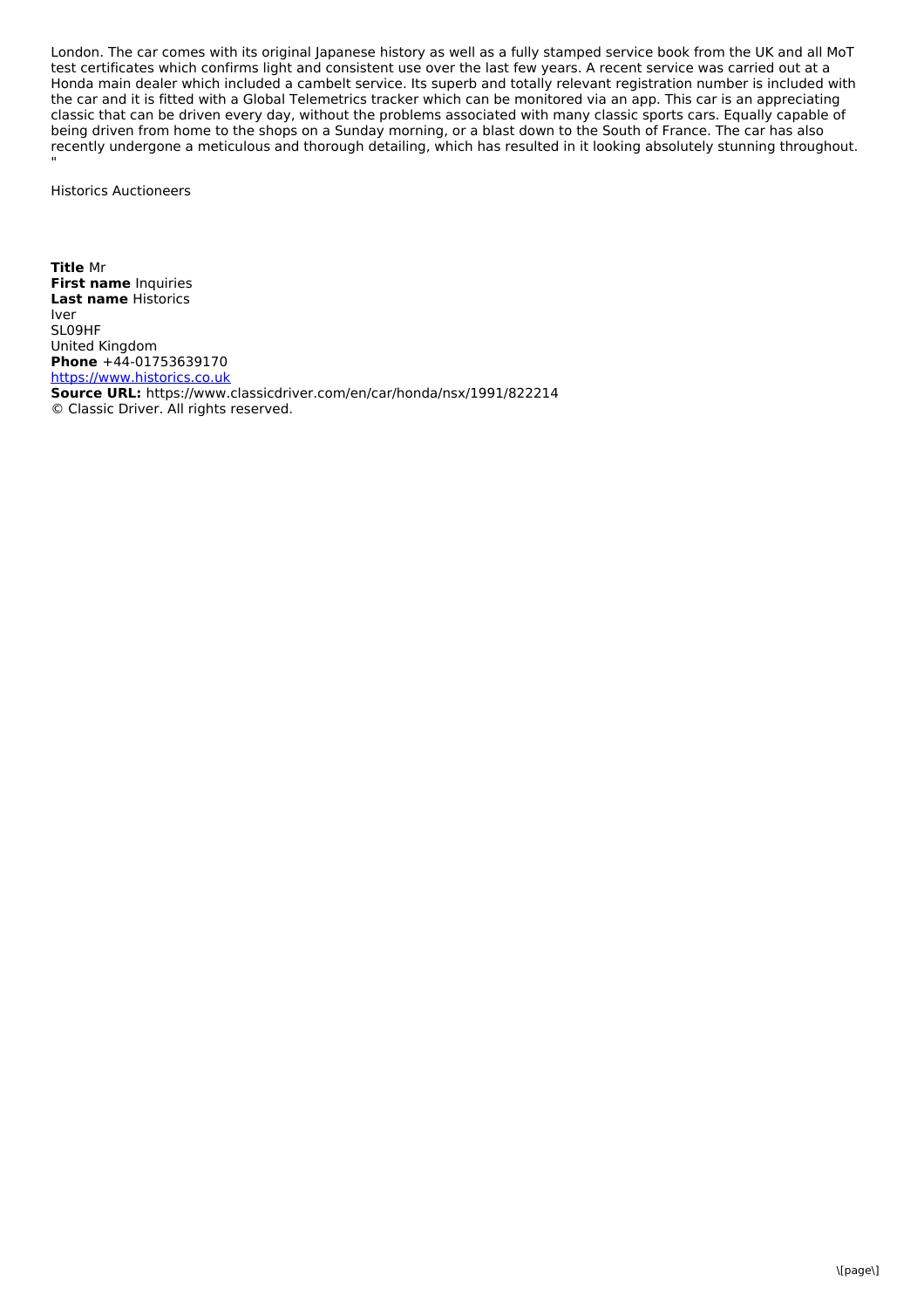London. The car comes with its original Japanese history as well as a fully stamped service book from the UK and all MoT test certificates which confirms light and consistent use over the last few years. A recent service was carried out at a Honda main dealer which included a cambelt service. Its superb and totally relevant registration number is included with the car and it is fitted with a Global Telemetrics tracker which can be monitored via an app. This car is an appreciating classic that can be driven every day, without the problems associated with many classic sports cars. Equally capable of being driven from home to the shops on a Sunday morning, or a blast down to the South of France. The car has also recently undergone a meticulous and thorough detailing, which has resulted in it looking absolutely stunning throughout.
"

Historics Auctioneers

**Title** Mr
**First name** Inquiries
**Last name** Historics
Iver
SL09HF
United Kingdom
**Phone** +44-01753639170
[https://www.historics.co.uk](https://www.historics.co.uk)
**Source URL:** https://www.classicdriver.com/en/car/honda/nsx/1991/822214
© Classic Driver. All rights reserved.